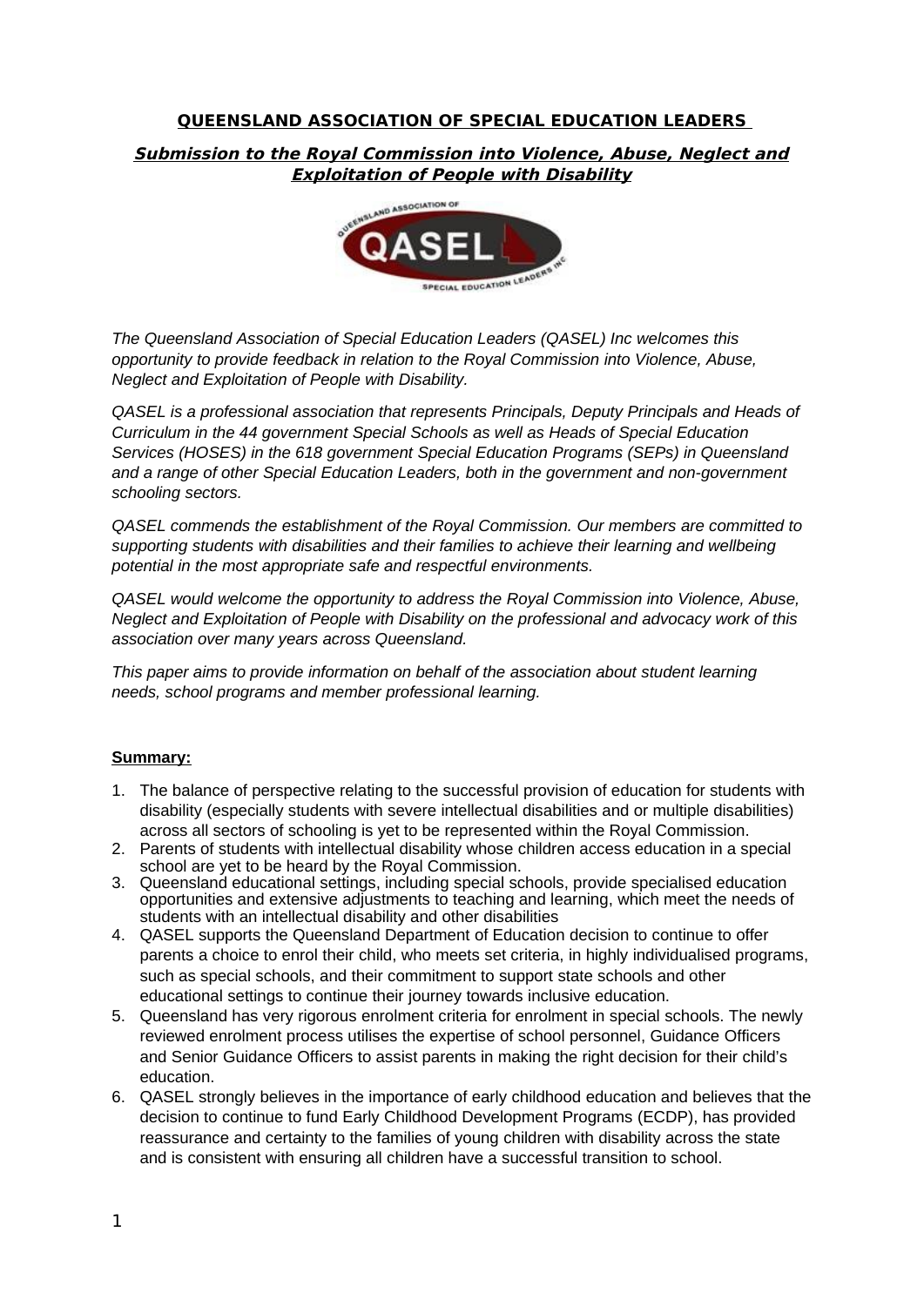# QUEENSLAND ASSOCIATION OF SPECIAL EDUCATION LEADERS

## *Submission to the Royal Commission into Violence, Abuse, Neglect and Exploitation of People with Disability*

*The Queensland Association of Special Education Leaders (QASEL) Inc welcomes this opportunity to provide feedback in relation to the Royal Commission into Violence, Abuse, Neglect and Exploitation of People with Disability.*

*QASEL is a professional association that represents Principals, Deputy Principals and Heads of Curriculum in the 44 government Special Schools as well as Heads of Special Education Services (HOSES) in the 618 government Special Education Programs (SEPs) in Queensland and a range of other Special Education Leaders, both in the government and non-government schooling sectors.*

*QASEL commends the establishment of the Royal Commission. Our members are committed to supporting students with disabilities and their families to achieve their learning and wellbeing potential in the most appropriate safe and respectful environments.*

*QASEL would welcome the opportunity to address the Royal Commission into Violence, Abuse, Neglect and Exploitation of People with Disability on the professional and advocacy work of this association over many years across Queensland.*

*This paper aims to provide information on behalf of the association about student learning needs, school programs and member professional learning.*

**Summary:**

1. The balance of perspective relating to the successful provision of education for students with disability (especially students with severe intellectual disabilities and or multiple disabilities) across all sectors of schooling is yet to be represented within the Royal Commission.
2. Parents of students with intellectual disability whose children access education in a special school are yet to be heard by the Royal Commission.
3. Queensland educational settings, including special schools, provide specialised education opportunities and extensive adjustments to teaching and learning, which meet the needs of students with an intellectual disability and other disabilities
4. QASEL supports the Queensland Department of Education decision to continue to offer parents a choice to enrol their child, who meets set criteria, in highly individualised programs, such as special schools, and their commitment to support state schools and other educational settings to continue their journey towards inclusive education.
5. Queensland has very rigorous enrolment criteria for enrolment in special schools. The newly reviewed enrolment process utilises the expertise of school personnel, Guidance Officers and Senior Guidance Officers to assist parents in making the right decision for their child's education.
6. QASEL strongly believes in the importance of early childhood education and believes that the decision to continue to fund Early Childhood Development Programs (ECDP), has provided reassurance and certainty to the families of young children with disability across the state and is consistent with ensuring all children have a successful transition to school.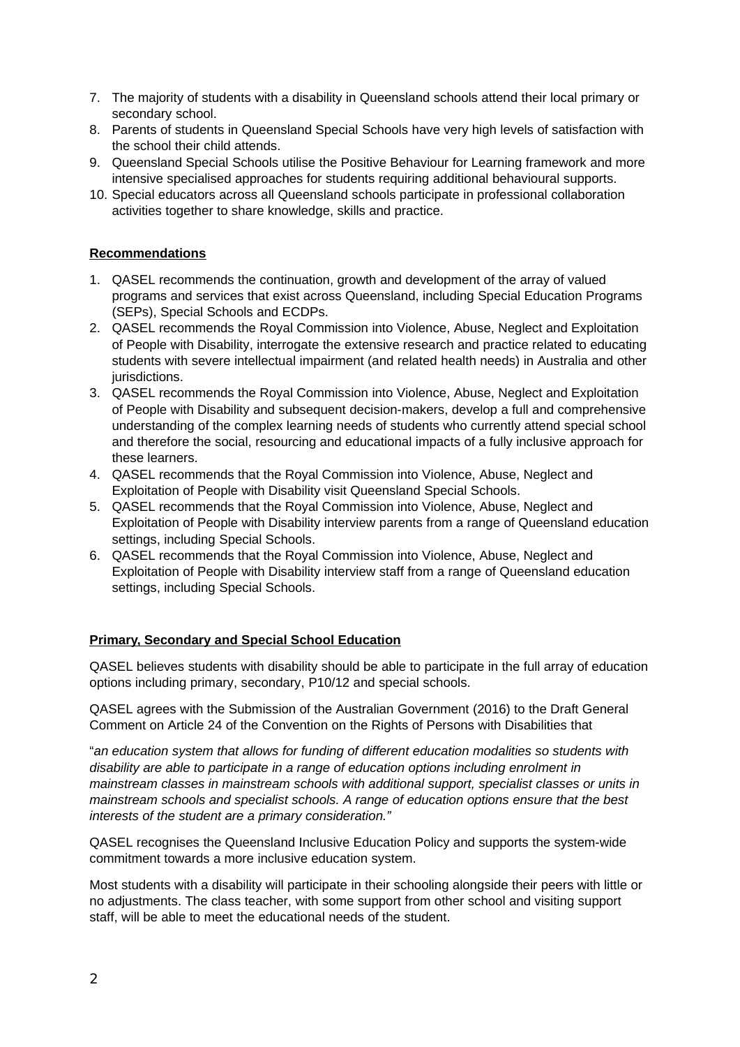7. The majority of students with a disability in Queensland schools attend their local primary or secondary school.
8. Parents of students in Queensland Special Schools have very high levels of satisfaction with the school their child attends.
9. Queensland Special Schools utilise the Positive Behaviour for Learning framework and more intensive specialised approaches for students requiring additional behavioural supports.
10. Special educators across all Queensland schools participate in professional collaboration activities together to share knowledge, skills and practice.

**Recommendations**

1. QASEL recommends the continuation, growth and development of the array of valued programs and services that exist across Queensland, including Special Education Programs (SEPs), Special Schools and ECDPs.
2. QASEL recommends the Royal Commission into Violence, Abuse, Neglect and Exploitation of People with Disability, interrogate the extensive research and practice related to educating students with severe intellectual impairment (and related health needs) in Australia and other jurisdictions.
3. QASEL recommends the Royal Commission into Violence, Abuse, Neglect and Exploitation of People with Disability and subsequent decision-makers, develop a full and comprehensive understanding of the complex learning needs of students who currently attend special school and therefore the social, resourcing and educational impacts of a fully inclusive approach for these learners.
4. QASEL recommends that the Royal Commission into Violence, Abuse, Neglect and Exploitation of People with Disability visit Queensland Special Schools.
5. QASEL recommends that the Royal Commission into Violence, Abuse, Neglect and Exploitation of People with Disability interview parents from a range of Queensland education settings, including Special Schools.
6. QASEL recommends that the Royal Commission into Violence, Abuse, Neglect and Exploitation of People with Disability interview staff from a range of Queensland education settings, including Special Schools.

**Primary, Secondary and Special School Education**

QASEL believes students with disability should be able to participate in the full array of education options including primary, secondary, P10/12 and special schools.

QASEL agrees with the Submission of the Australian Government (2016) to the Draft General Comment on Article 24 of the Convention on the Rights of Persons with Disabilities that

"*an education system that allows for funding of different education modalities so students with disability are able to participate in a range of education options including enrolment in mainstream classes in mainstream schools with additional support, specialist classes or units in mainstream schools and specialist schools. A range of education options ensure that the best interests of the student are a primary consideration."*

QASEL recognises the Queensland Inclusive Education Policy and supports the system-wide commitment towards a more inclusive education system.

Most students with a disability will participate in their schooling alongside their peers with little or no adjustments. The class teacher, with some support from other school and visiting support staff, will be able to meet the educational needs of the student.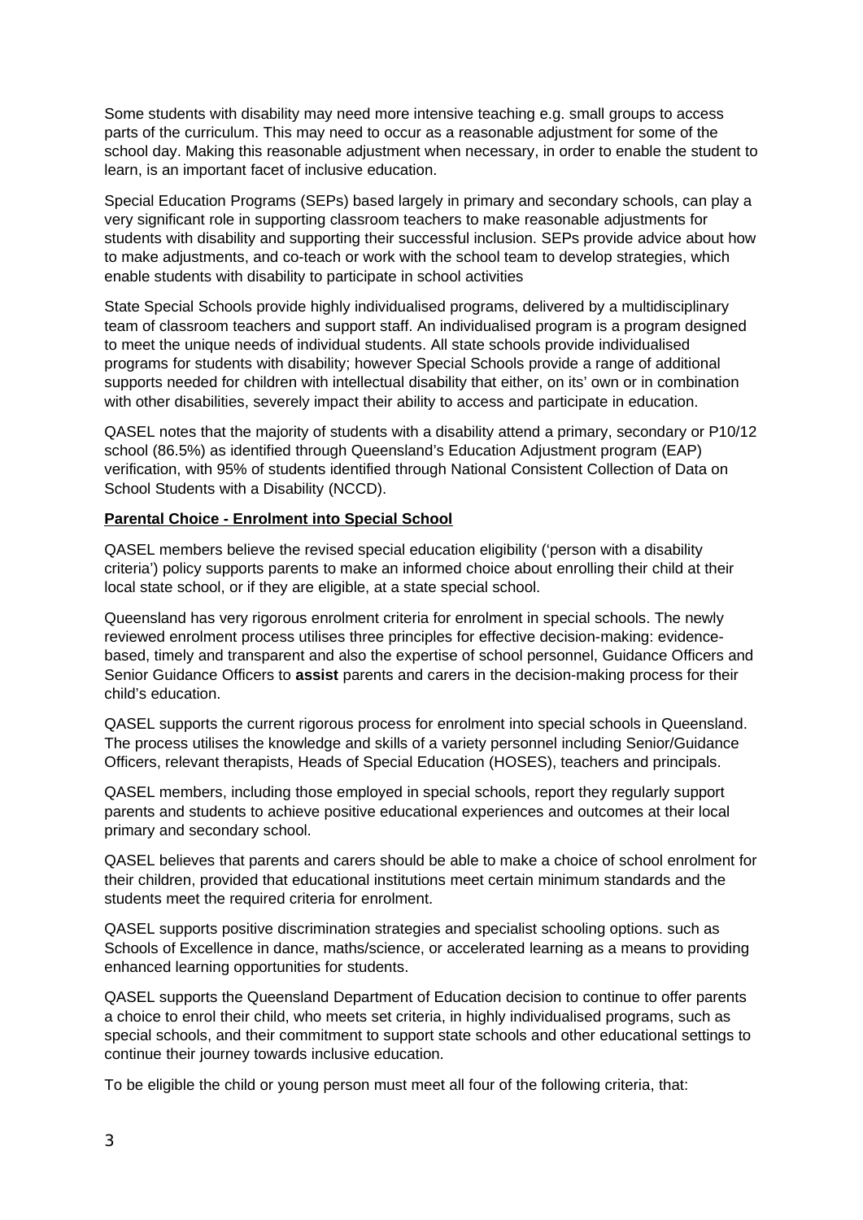Some students with disability may need more intensive teaching e.g. small groups to access parts of the curriculum. This may need to occur as a reasonable adjustment for some of the school day. Making this reasonable adjustment when necessary, in order to enable the student to learn, is an important facet of inclusive education.

Special Education Programs (SEPs) based largely in primary and secondary schools, can play a very significant role in supporting classroom teachers to make reasonable adjustments for students with disability and supporting their successful inclusion. SEPs provide advice about how to make adjustments, and co-teach or work with the school team to develop strategies, which enable students with disability to participate in school activities

State Special Schools provide highly individualised programs, delivered by a multidisciplinary team of classroom teachers and support staff. An individualised program is a program designed to meet the unique needs of individual students. All state schools provide individualised programs for students with disability; however Special Schools provide a range of additional supports needed for children with intellectual disability that either, on its' own or in combination with other disabilities, severely impact their ability to access and participate in education.

QASEL notes that the majority of students with a disability attend a primary, secondary or P10/12 school (86.5%) as identified through Queensland's Education Adjustment program (EAP) verification, with 95% of students identified through National Consistent Collection of Data on School Students with a Disability (NCCD).

**Parental Choice - Enrolment into Special School**

QASEL members believe the revised special education eligibility ('person with a disability criteria') policy supports parents to make an informed choice about enrolling their child at their local state school, or if they are eligible, at a state special school.

Queensland has very rigorous enrolment criteria for enrolment in special schools. The newly reviewed enrolment process utilises three principles for effective decision-making: evidence-based, timely and transparent and also the expertise of school personnel, Guidance Officers and Senior Guidance Officers to **assist** parents and carers in the decision-making process for their child's education.

QASEL supports the current rigorous process for enrolment into special schools in Queensland. The process utilises the knowledge and skills of a variety personnel including Senior/Guidance Officers, relevant therapists, Heads of Special Education (HOSES), teachers and principals.

QASEL members, including those employed in special schools, report they regularly support parents and students to achieve positive educational experiences and outcomes at their local primary and secondary school.

QASEL believes that parents and carers should be able to make a choice of school enrolment for their children, provided that educational institutions meet certain minimum standards and the students meet the required criteria for enrolment.

QASEL supports positive discrimination strategies and specialist schooling options. such as Schools of Excellence in dance, maths/science, or accelerated learning as a means to providing enhanced learning opportunities for students.

QASEL supports the Queensland Department of Education decision to continue to offer parents a choice to enrol their child, who meets set criteria, in highly individualised programs, such as special schools, and their commitment to support state schools and other educational settings to continue their journey towards inclusive education.

To be eligible the child or young person must meet all four of the following criteria, that: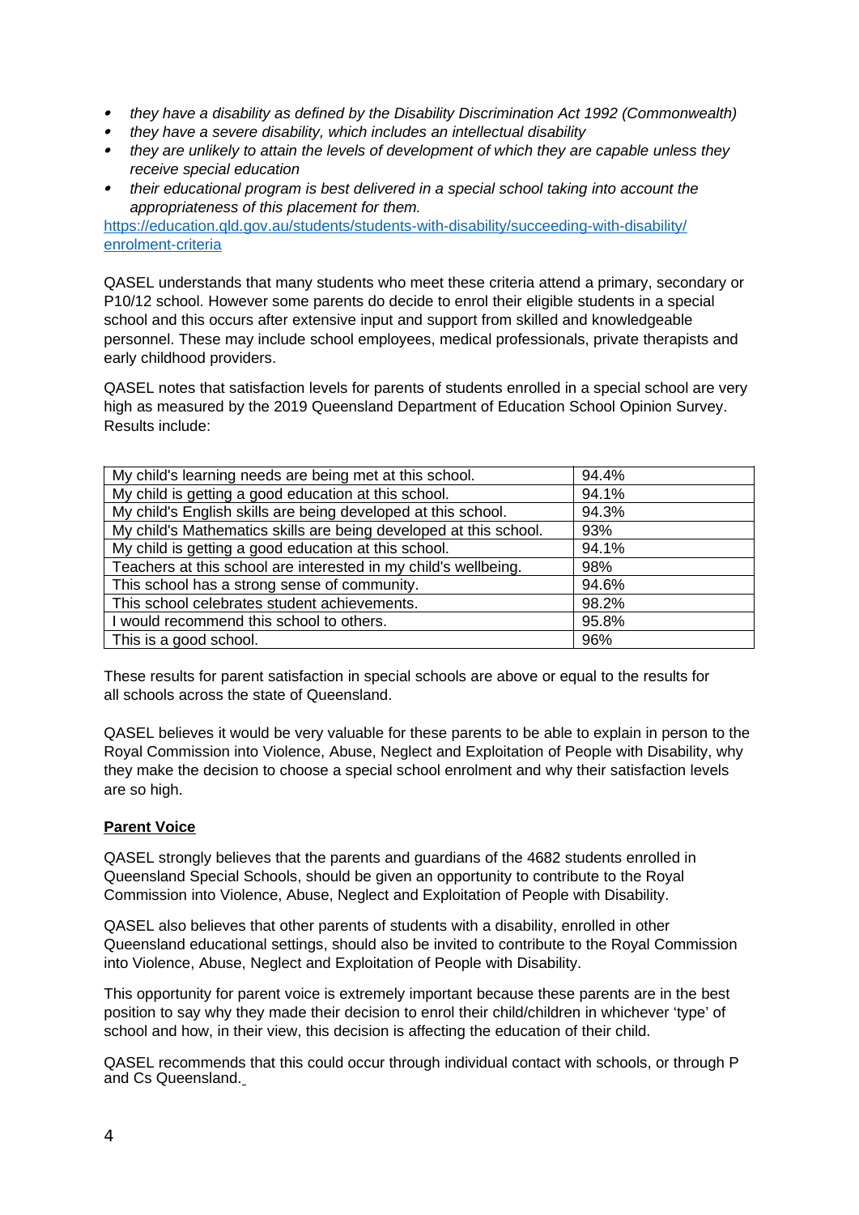- *they have a disability as defined by the Disability Discrimination Act 1992 (Commonwealth)*
- *they have a severe disability, which includes an intellectual disability*
- *they are unlikely to attain the levels of development of which they are capable unless they receive special education*
- *their educational program is best delivered in a special school taking into account the appropriateness of this placement for them.*

https://education.qld.gov.au/students/students-with-disability/succeeding-with-disability/enrolment-criteria

QASEL understands that many students who meet these criteria attend a primary, secondary or P10/12 school. However some parents do decide to enrol their eligible students in a special school and this occurs after extensive input and support from skilled and knowledgeable personnel. These may include school employees, medical professionals, private therapists and early childhood providers.

QASEL notes that satisfaction levels for parents of students enrolled in a special school are very high as measured by the 2019 Queensland Department of Education School Opinion Survey. Results include:

| | |
|---|---|
| My child's learning needs are being met at this school. | 94.4% |
| My child is getting a good education at this school. | 94.1% |
| My child's English skills are being developed at this school. | 94.3% |
| My child's Mathematics skills are being developed at this school. | 93% |
| My child is getting a good education at this school. | 94.1% |
| Teachers at this school are interested in my child's wellbeing. | 98% |
| This school has a strong sense of community. | 94.6% |
| This school celebrates student achievements. | 98.2% |
| I would recommend this school to others. | 95.8% |
| This is a good school. | 96% |

These results for parent satisfaction in special schools are above or equal to the results for all schools across the state of Queensland.

QASEL believes it would be very valuable for these parents to be able to explain in person to the Royal Commission into Violence, Abuse, Neglect and Exploitation of People with Disability, why they make the decision to choose a special school enrolment and why their satisfaction levels are so high.

**Parent Voice**

QASEL strongly believes that the parents and guardians of the 4682 students enrolled in Queensland Special Schools, should be given an opportunity to contribute to the Royal Commission into Violence, Abuse, Neglect and Exploitation of People with Disability.

QASEL also believes that other parents of students with a disability, enrolled in other Queensland educational settings, should also be invited to contribute to the Royal Commission into Violence, Abuse, Neglect and Exploitation of People with Disability.

This opportunity for parent voice is extremely important because these parents are in the best position to say why they made their decision to enrol their child/children in whichever 'type' of school and how, in their view, this decision is affecting the education of their child.

QASEL recommends that this could occur through individual contact with schools, or through P and Cs Queensland.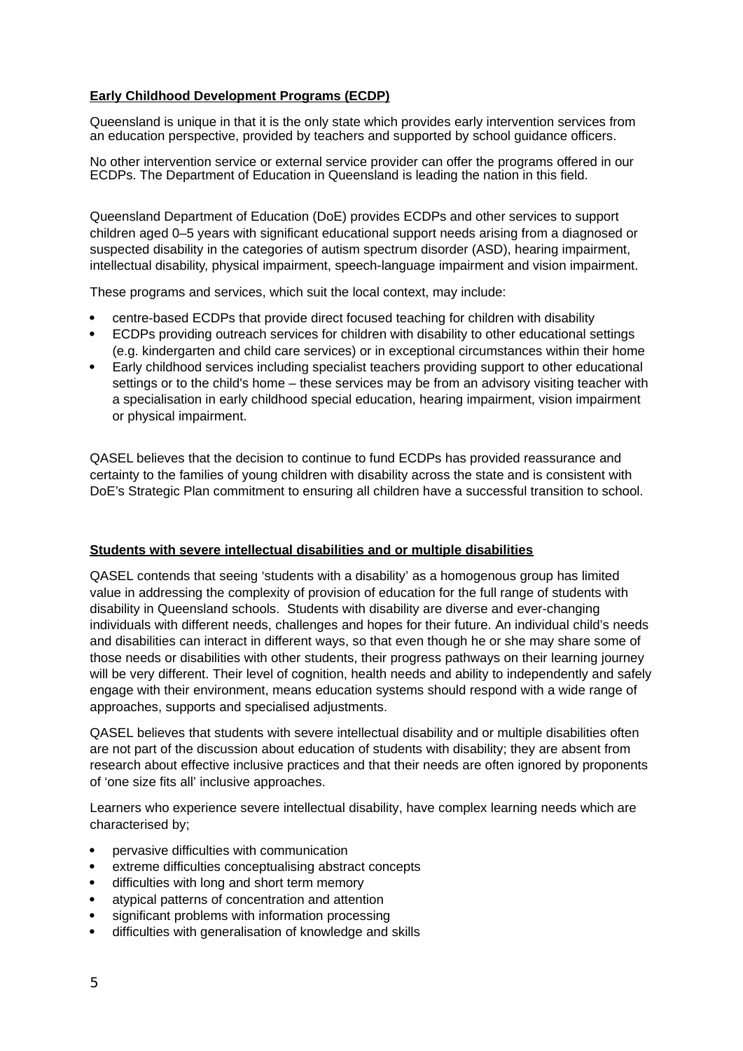**Early Childhood Development Programs (ECDP)**

Queensland is unique in that it is the only state which provides early intervention services from an education perspective, provided by teachers and supported by school guidance officers.

No other intervention service or external service provider can offer the programs offered in our ECDPs. The Department of Education in Queensland is leading the nation in this field.

Queensland Department of Education (DoE) provides ECDPs and other services to support children aged 0–5 years with significant educational support needs arising from a diagnosed or suspected disability in the categories of autism spectrum disorder (ASD), hearing impairment, intellectual disability, physical impairment, speech-language impairment and vision impairment.

These programs and services, which suit the local context, may include:

- centre-based ECDPs that provide direct focused teaching for children with disability
- ECDPs providing outreach services for children with disability to other educational settings (e.g. kindergarten and child care services) or in exceptional circumstances within their home
- Early childhood services including specialist teachers providing support to other educational settings or to the child's home – these services may be from an advisory visiting teacher with a specialisation in early childhood special education, hearing impairment, vision impairment or physical impairment.

QASEL believes that the decision to continue to fund ECDPs has provided reassurance and certainty to the families of young children with disability across the state and is consistent with DoE's Strategic Plan commitment to ensuring all children have a successful transition to school.

**Students with severe intellectual disabilities and or multiple disabilities**

QASEL contends that seeing 'students with a disability' as a homogenous group has limited value in addressing the complexity of provision of education for the full range of students with disability in Queensland schools. Students with disability are diverse and ever-changing individuals with different needs, challenges and hopes for their future. An individual child's needs and disabilities can interact in different ways, so that even though he or she may share some of those needs or disabilities with other students, their progress pathways on their learning journey will be very different. Their level of cognition, health needs and ability to independently and safely engage with their environment, means education systems should respond with a wide range of approaches, supports and specialised adjustments.

QASEL believes that students with severe intellectual disability and or multiple disabilities often are not part of the discussion about education of students with disability; they are absent from research about effective inclusive practices and that their needs are often ignored by proponents of 'one size fits all' inclusive approaches.

Learners who experience severe intellectual disability, have complex learning needs which are characterised by;

- pervasive difficulties with communication
- extreme difficulties conceptualising abstract concepts
- difficulties with long and short term memory
- atypical patterns of concentration and attention
- significant problems with information processing
- difficulties with generalisation of knowledge and skills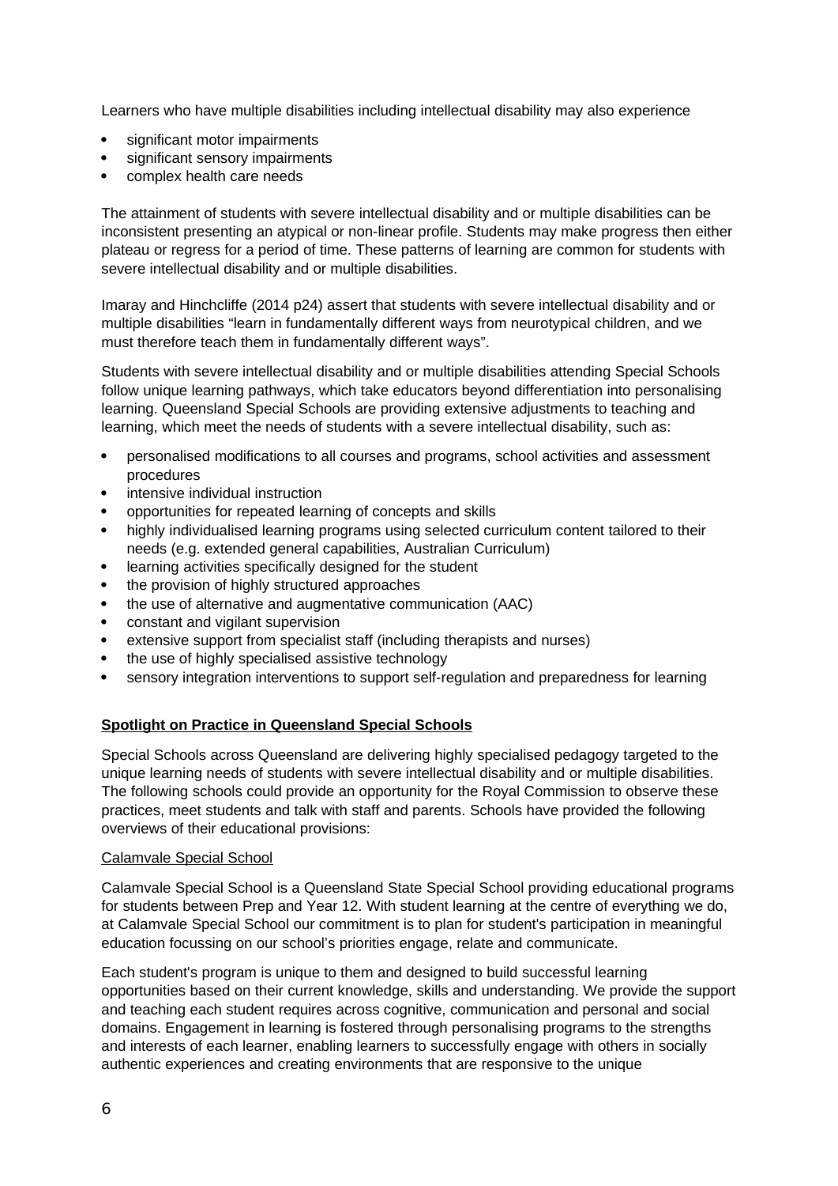Learners who have multiple disabilities including intellectual disability may also experience

- significant motor impairments
- significant sensory impairments
- complex health care needs

The attainment of students with severe intellectual disability and or multiple disabilities can be inconsistent presenting an atypical or non-linear profile. Students may make progress then either plateau or regress for a period of time. These patterns of learning are common for students with severe intellectual disability and or multiple disabilities.

Imaray and Hinchcliffe (2014 p24) assert that students with severe intellectual disability and or multiple disabilities "learn in fundamentally different ways from neurotypical children, and we must therefore teach them in fundamentally different ways".

Students with severe intellectual disability and or multiple disabilities attending Special Schools follow unique learning pathways, which take educators beyond differentiation into personalising learning. Queensland Special Schools are providing extensive adjustments to teaching and learning, which meet the needs of students with a severe intellectual disability, such as:

- personalised modifications to all courses and programs, school activities and assessment procedures
- intensive individual instruction
- opportunities for repeated learning of concepts and skills
- highly individualised learning programs using selected curriculum content tailored to their needs (e.g. extended general capabilities, Australian Curriculum)
- learning activities specifically designed for the student
- the provision of highly structured approaches
- the use of alternative and augmentative communication (AAC)
- constant and vigilant supervision
- extensive support from specialist staff (including therapists and nurses)
- the use of highly specialised assistive technology
- sensory integration interventions to support self-regulation and preparedness for learning

## Spotlight on Practice in Queensland Special Schools

Special Schools across Queensland are delivering highly specialised pedagogy targeted to the unique learning needs of students with severe intellectual disability and or multiple disabilities. The following schools could provide an opportunity for the Royal Commission to observe these practices, meet students and talk with staff and parents. Schools have provided the following overviews of their educational provisions:

### Calamvale Special School

Calamvale Special School is a Queensland State Special School providing educational programs for students between Prep and Year 12. With student learning at the centre of everything we do, at Calamvale Special School our commitment is to plan for student's participation in meaningful education focussing on our school's priorities engage, relate and communicate.

Each student's program is unique to them and designed to build successful learning opportunities based on their current knowledge, skills and understanding. We provide the support and teaching each student requires across cognitive, communication and personal and social domains. Engagement in learning is fostered through personalising programs to the strengths and interests of each learner, enabling learners to successfully engage with others in socially authentic experiences and creating environments that are responsive to the unique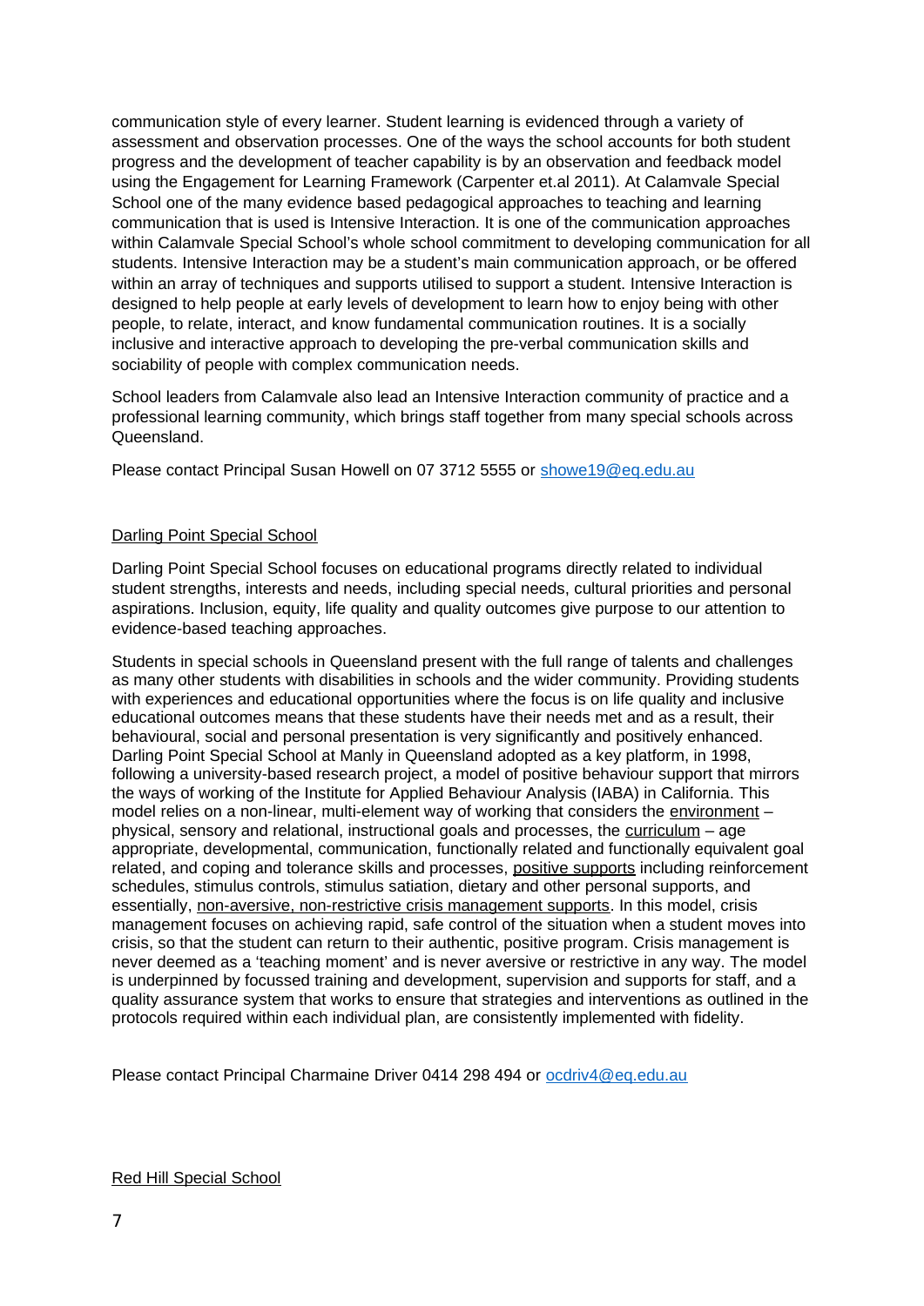communication style of every learner. Student learning is evidenced through a variety of assessment and observation processes. One of the ways the school accounts for both student progress and the development of teacher capability is by an observation and feedback model using the Engagement for Learning Framework (Carpenter et.al 2011). At Calamvale Special School one of the many evidence based pedagogical approaches to teaching and learning communication that is used is Intensive Interaction. It is one of the communication approaches within Calamvale Special School's whole school commitment to developing communication for all students. Intensive Interaction may be a student's main communication approach, or be offered within an array of techniques and supports utilised to support a student. Intensive Interaction is designed to help people at early levels of development to learn how to enjoy being with other people, to relate, interact, and know fundamental communication routines. It is a socially inclusive and interactive approach to developing the pre-verbal communication skills and sociability of people with complex communication needs.

School leaders from Calamvale also lead an Intensive Interaction community of practice and a professional learning community, which brings staff together from many special schools across Queensland.

Please contact Principal Susan Howell on 07 3712 5555 or showe19@eq.edu.au

Darling Point Special School

Darling Point Special School focuses on educational programs directly related to individual student strengths, interests and needs, including special needs, cultural priorities and personal aspirations. Inclusion, equity, life quality and quality outcomes give purpose to our attention to evidence-based teaching approaches.

Students in special schools in Queensland present with the full range of talents and challenges as many other students with disabilities in schools and the wider community. Providing students with experiences and educational opportunities where the focus is on life quality and inclusive educational outcomes means that these students have their needs met and as a result, their behavioural, social and personal presentation is very significantly and positively enhanced. Darling Point Special School at Manly in Queensland adopted as a key platform, in 1998, following a university-based research project, a model of positive behaviour support that mirrors the ways of working of the Institute for Applied Behaviour Analysis (IABA) in California. This model relies on a non-linear, multi-element way of working that considers the environment – physical, sensory and relational, instructional goals and processes, the curriculum – age appropriate, developmental, communication, functionally related and functionally equivalent goal related, and coping and tolerance skills and processes, positive supports including reinforcement schedules, stimulus controls, stimulus satiation, dietary and other personal supports, and essentially, non-aversive, non-restrictive crisis management supports. In this model, crisis management focuses on achieving rapid, safe control of the situation when a student moves into crisis, so that the student can return to their authentic, positive program. Crisis management is never deemed as a 'teaching moment' and is never aversive or restrictive in any way. The model is underpinned by focussed training and development, supervision and supports for staff, and a quality assurance system that works to ensure that strategies and interventions as outlined in the protocols required within each individual plan, are consistently implemented with fidelity.

Please contact Principal Charmaine Driver 0414 298 494 or ocdriv4@eq.edu.au

Red Hill Special School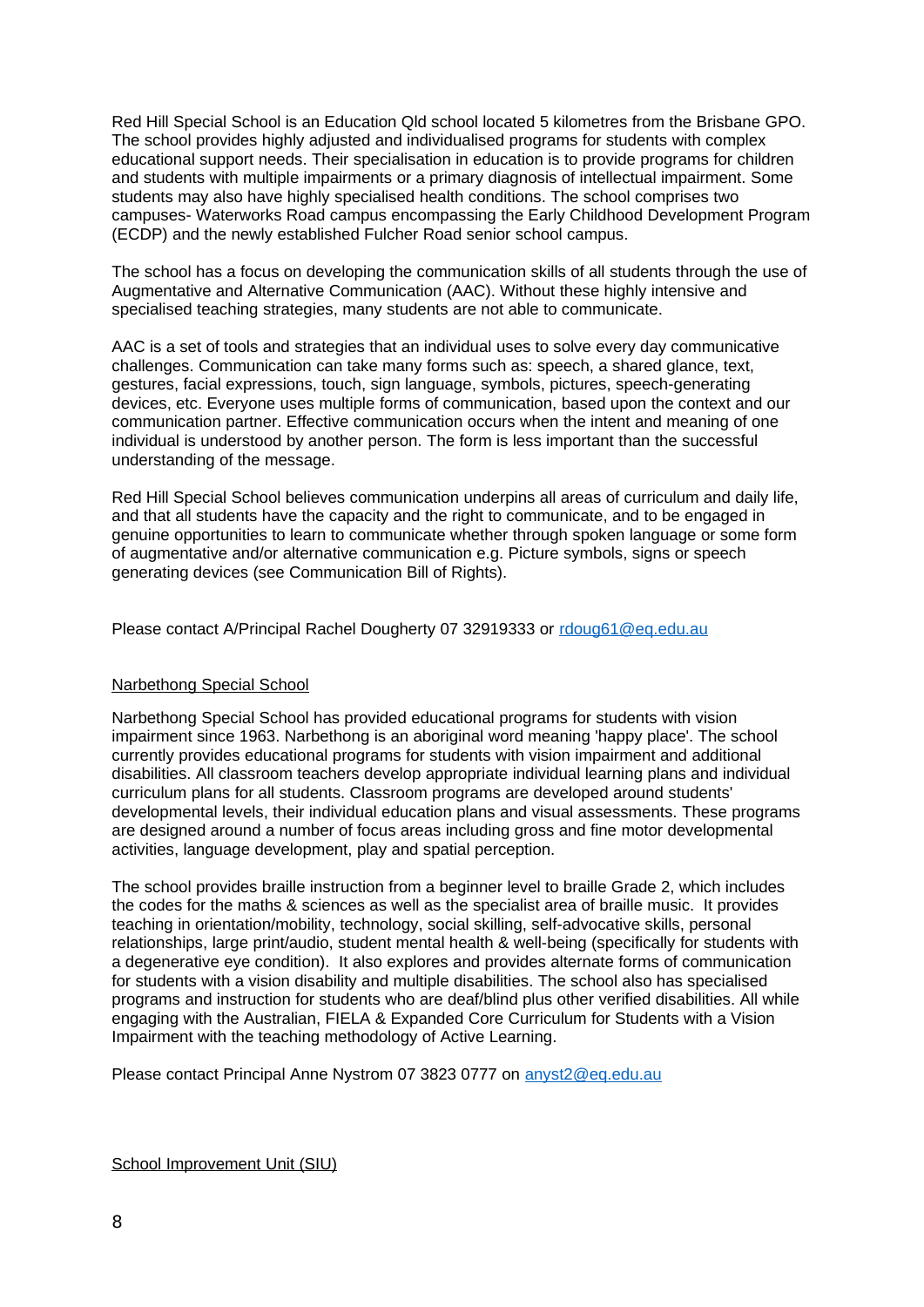Red Hill Special School is an Education Qld school located 5 kilometres from the Brisbane GPO. The school provides highly adjusted and individualised programs for students with complex educational support needs. Their specialisation in education is to provide programs for children and students with multiple impairments or a primary diagnosis of intellectual impairment. Some students may also have highly specialised health conditions. The school comprises two campuses- Waterworks Road campus encompassing the Early Childhood Development Program (ECDP) and the newly established Fulcher Road senior school campus.

The school has a focus on developing the communication skills of all students through the use of Augmentative and Alternative Communication (AAC). Without these highly intensive and specialised teaching strategies, many students are not able to communicate.

AAC is a set of tools and strategies that an individual uses to solve every day communicative challenges. Communication can take many forms such as: speech, a shared glance, text, gestures, facial expressions, touch, sign language, symbols, pictures, speech-generating devices, etc. Everyone uses multiple forms of communication, based upon the context and our communication partner. Effective communication occurs when the intent and meaning of one individual is understood by another person. The form is less important than the successful understanding of the message.

Red Hill Special School believes communication underpins all areas of curriculum and daily life, and that all students have the capacity and the right to communicate, and to be engaged in genuine opportunities to learn to communicate whether through spoken language or some form of augmentative and/or alternative communication e.g. Picture symbols, signs or speech generating devices (see Communication Bill of Rights).

Please contact A/Principal Rachel Dougherty 07 32919333 or rdoug61@eq.edu.au

## Narbethong Special School

Narbethong Special School has provided educational programs for students with vision impairment since 1963. Narbethong is an aboriginal word meaning 'happy place'. The school currently provides educational programs for students with vision impairment and additional disabilities. All classroom teachers develop appropriate individual learning plans and individual curriculum plans for all students. Classroom programs are developed around students' developmental levels, their individual education plans and visual assessments. These programs are designed around a number of focus areas including gross and fine motor developmental activities, language development, play and spatial perception.

The school provides braille instruction from a beginner level to braille Grade 2, which includes the codes for the maths & sciences as well as the specialist area of braille music. It provides teaching in orientation/mobility, technology, social skilling, self-advocative skills, personal relationships, large print/audio, student mental health & well-being (specifically for students with a degenerative eye condition). It also explores and provides alternate forms of communication for students with a vision disability and multiple disabilities. The school also has specialised programs and instruction for students who are deaf/blind plus other verified disabilities. All while engaging with the Australian, FIELA & Expanded Core Curriculum for Students with a Vision Impairment with the teaching methodology of Active Learning.

Please contact Principal Anne Nystrom 07 3823 0777 on anyst2@eq.edu.au

## School Improvement Unit (SIU)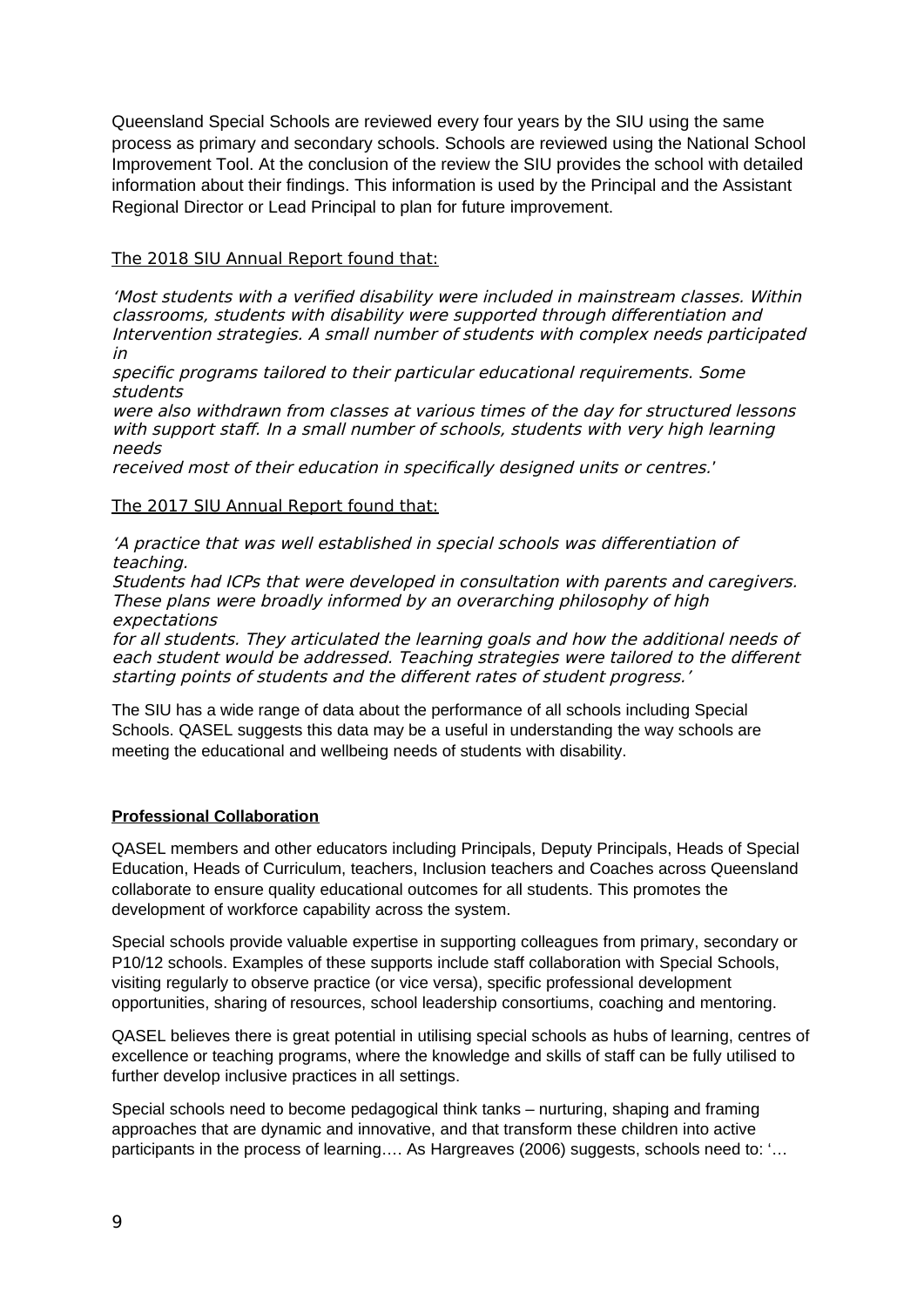Queensland Special Schools are reviewed every four years by the SIU using the same process as primary and secondary schools. Schools are reviewed using the National School Improvement Tool. At the conclusion of the review the SIU provides the school with detailed information about their findings. This information is used by the Principal and the Assistant Regional Director or Lead Principal to plan for future improvement.

The 2018 SIU Annual Report found that:

*'Most students with a verified disability were included in mainstream classes. Within classrooms, students with disability were supported through differentiation and Intervention strategies. A small number of students with complex needs participated in specific programs tailored to their particular educational requirements. Some students were also withdrawn from classes at various times of the day for structured lessons with support staff. In a small number of schools, students with very high learning needs received most of their education in specifically designed units or centres.*'

The 2017 SIU Annual Report found that:

*'A practice that was well established in special schools was differentiation of teaching. Students had ICPs that were developed in consultation with parents and caregivers. These plans were broadly informed by an overarching philosophy of high expectations for all students. They articulated the learning goals and how the additional needs of each student would be addressed. Teaching strategies were tailored to the different starting points of students and the different rates of student progress.'*

The SIU has a wide range of data about the performance of all schools including Special Schools. QASEL suggests this data may be a useful in understanding the way schools are meeting the educational and wellbeing needs of students with disability.

**Professional Collaboration**

QASEL members and other educators including Principals, Deputy Principals, Heads of Special Education, Heads of Curriculum, teachers, Inclusion teachers and Coaches across Queensland collaborate to ensure quality educational outcomes for all students. This promotes the development of workforce capability across the system.

Special schools provide valuable expertise in supporting colleagues from primary, secondary or P10/12 schools. Examples of these supports include staff collaboration with Special Schools, visiting regularly to observe practice (or vice versa), specific professional development opportunities, sharing of resources, school leadership consortiums, coaching and mentoring.

QASEL believes there is great potential in utilising special schools as hubs of learning, centres of excellence or teaching programs, where the knowledge and skills of staff can be fully utilised to further develop inclusive practices in all settings.

Special schools need to become pedagogical think tanks – nurturing, shaping and framing approaches that are dynamic and innovative, and that transform these children into active participants in the process of learning…. As Hargreaves (2006) suggests, schools need to: '…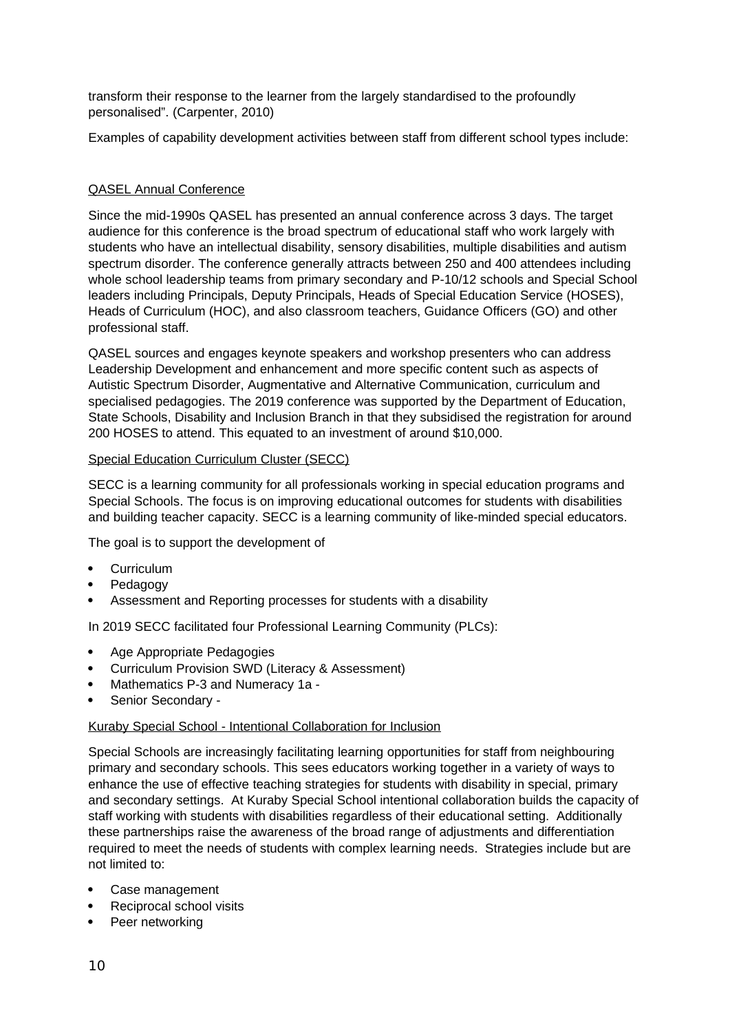transform their response to the learner from the largely standardised to the profoundly personalised". (Carpenter, 2010)

Examples of capability development activities between staff from different school types include:

QASEL Annual Conference

Since the mid-1990s QASEL has presented an annual conference across 3 days. The target audience for this conference is the broad spectrum of educational staff who work largely with students who have an intellectual disability, sensory disabilities, multiple disabilities and autism spectrum disorder. The conference generally attracts between 250 and 400 attendees including whole school leadership teams from primary secondary and P-10/12 schools and Special School leaders including Principals, Deputy Principals, Heads of Special Education Service (HOSES), Heads of Curriculum (HOC), and also classroom teachers, Guidance Officers (GO) and other professional staff.

QASEL sources and engages keynote speakers and workshop presenters who can address Leadership Development and enhancement and more specific content such as aspects of Autistic Spectrum Disorder, Augmentative and Alternative Communication, curriculum and specialised pedagogies. The 2019 conference was supported by the Department of Education, State Schools, Disability and Inclusion Branch in that they subsidised the registration for around 200 HOSES to attend. This equated to an investment of around $10,000.

Special Education Curriculum Cluster (SECC)

SECC is a learning community for all professionals working in special education programs and Special Schools. The focus is on improving educational outcomes for students with disabilities and building teacher capacity. SECC is a learning community of like-minded special educators.

The goal is to support the development of

- Curriculum
- Pedagogy
- Assessment and Reporting processes for students with a disability

In 2019 SECC facilitated four Professional Learning Community (PLCs):

- Age Appropriate Pedagogies
- Curriculum Provision SWD (Literacy & Assessment)
- Mathematics P-3 and Numeracy 1a -
- Senior Secondary -

Kuraby Special School - Intentional Collaboration for Inclusion

Special Schools are increasingly facilitating learning opportunities for staff from neighbouring primary and secondary schools. This sees educators working together in a variety of ways to enhance the use of effective teaching strategies for students with disability in special, primary and secondary settings. At Kuraby Special School intentional collaboration builds the capacity of staff working with students with disabilities regardless of their educational setting. Additionally these partnerships raise the awareness of the broad range of adjustments and differentiation required to meet the needs of students with complex learning needs. Strategies include but are not limited to:

- Case management
- Reciprocal school visits
- Peer networking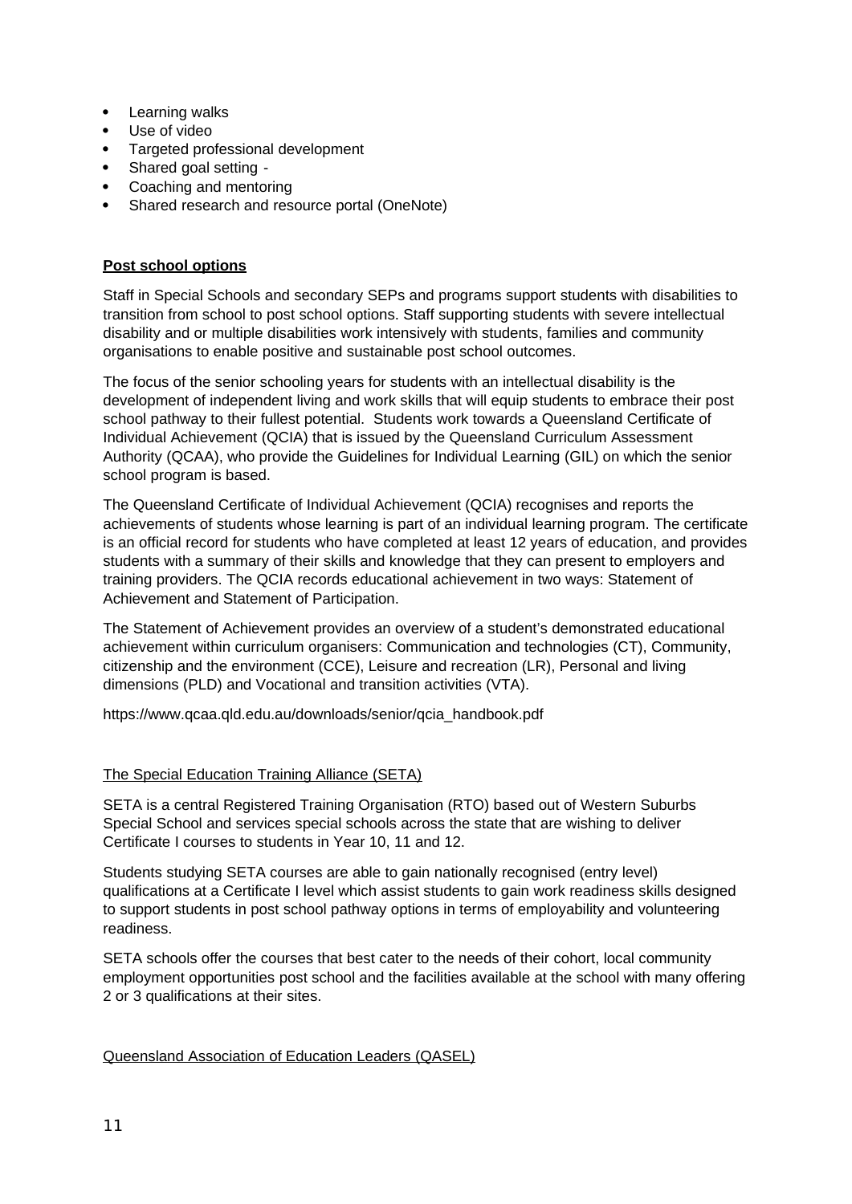- Learning walks
- Use of video
- Targeted professional development
- Shared goal setting -
- Coaching and mentoring
- Shared research and resource portal (OneNote)

**Post school options**

Staff in Special Schools and secondary SEPs and programs support students with disabilities to transition from school to post school options. Staff supporting students with severe intellectual disability and or multiple disabilities work intensively with students, families and community organisations to enable positive and sustainable post school outcomes.

The focus of the senior schooling years for students with an intellectual disability is the development of independent living and work skills that will equip students to embrace their post school pathway to their fullest potential. Students work towards a Queensland Certificate of Individual Achievement (QCIA) that is issued by the Queensland Curriculum Assessment Authority (QCAA), who provide the Guidelines for Individual Learning (GIL) on which the senior school program is based.

The Queensland Certificate of Individual Achievement (QCIA) recognises and reports the achievements of students whose learning is part of an individual learning program. The certificate is an official record for students who have completed at least 12 years of education, and provides students with a summary of their skills and knowledge that they can present to employers and training providers. The QCIA records educational achievement in two ways: Statement of Achievement and Statement of Participation.

The Statement of Achievement provides an overview of a student's demonstrated educational achievement within curriculum organisers: Communication and technologies (CT), Community, citizenship and the environment (CCE), Leisure and recreation (LR), Personal and living dimensions (PLD) and Vocational and transition activities (VTA).

https://www.qcaa.qld.edu.au/downloads/senior/qcia_handbook.pdf

The Special Education Training Alliance (SETA)

SETA is a central Registered Training Organisation (RTO) based out of Western Suburbs Special School and services special schools across the state that are wishing to deliver Certificate I courses to students in Year 10, 11 and 12.

Students studying SETA courses are able to gain nationally recognised (entry level) qualifications at a Certificate I level which assist students to gain work readiness skills designed to support students in post school pathway options in terms of employability and volunteering readiness.

SETA schools offer the courses that best cater to the needs of their cohort, local community employment opportunities post school and the facilities available at the school with many offering 2 or 3 qualifications at their sites.

Queensland Association of Education Leaders (QASEL)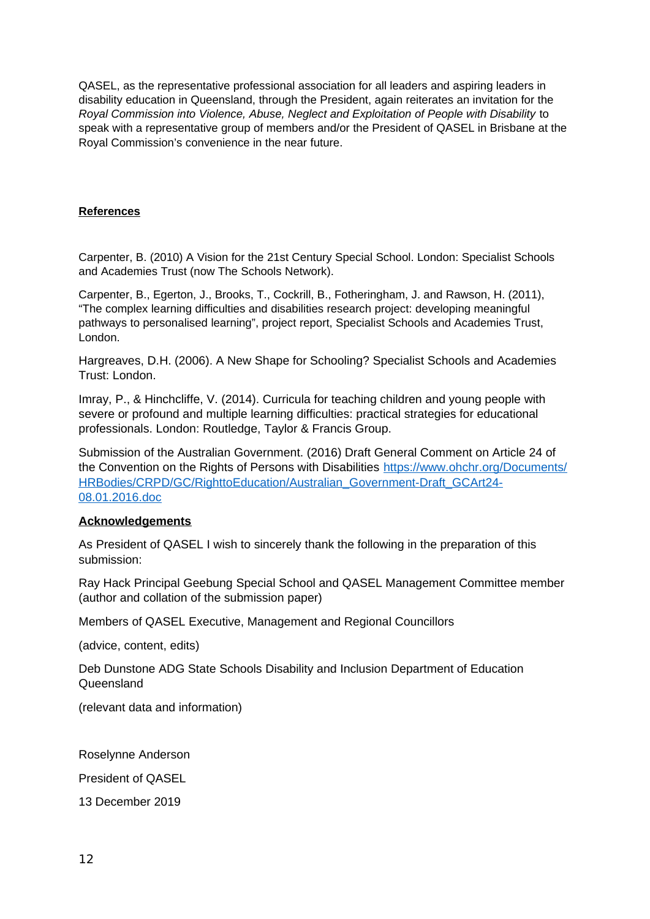QASEL, as the representative professional association for all leaders and aspiring leaders in disability education in Queensland, through the President, again reiterates an invitation for the *Royal Commission into Violence, Abuse, Neglect and Exploitation of People with Disability* to speak with a representative group of members and/or the President of QASEL in Brisbane at the Royal Commission's convenience in the near future.

## References

Carpenter, B. (2010) A Vision for the 21st Century Special School. London: Specialist Schools and Academies Trust (now The Schools Network).

Carpenter, B., Egerton, J., Brooks, T., Cockrill, B., Fotheringham, J. and Rawson, H. (2011), "The complex learning difficulties and disabilities research project: developing meaningful pathways to personalised learning", project report, Specialist Schools and Academies Trust, London.

Hargreaves, D.H. (2006). A New Shape for Schooling? Specialist Schools and Academies Trust: London.

Imray, P., & Hinchcliffe, V. (2014). Curricula for teaching children and young people with severe or profound and multiple learning difficulties: practical strategies for educational professionals. London: Routledge, Taylor & Francis Group.

Submission of the Australian Government. (2016) Draft General Comment on Article 24 of the Convention on the Rights of Persons with Disabilities https://www.ohchr.org/Documents/HRBodies/CRPD/GC/RighttoEducation/Australian_Government-Draft_GCArt24-08.01.2016.doc

## Acknowledgements

As President of QASEL I wish to sincerely thank the following in the preparation of this submission:

Ray Hack Principal Geebung Special School and QASEL Management Committee member (author and collation of the submission paper)

Members of QASEL Executive, Management and Regional Councillors

(advice, content, edits)

Deb Dunstone ADG State Schools Disability and Inclusion Department of Education Queensland

(relevant data and information)

Roselynne Anderson

President of QASEL

13 December 2019